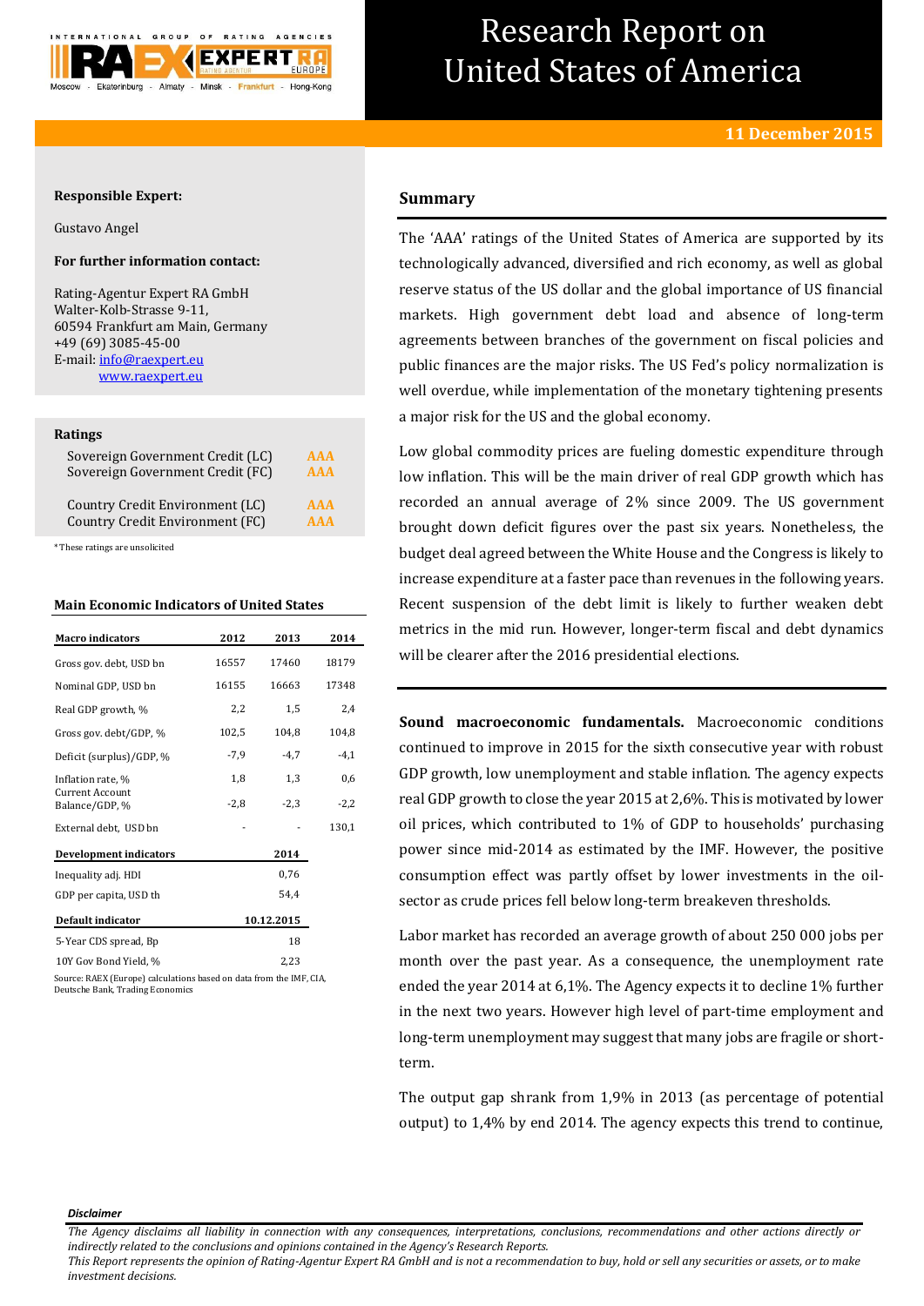# Research Report on United States of America

**11 December 2015**

**Responsible Expert:**

Gustavo Angel

**For further information contact:**

Rating-Agentur Expert RA GmbH
Walter-Kolb-Strasse 9-11,
60594 Frankfurt am Main, Germany
+49 (69) 3085-45-00
E-mail: info@raexpert.eu
www.raexpert.eu

**Ratings**

| | |
|---|---|
| Sovereign Government Credit (LC) | AAA |
| Sovereign Government Credit (FC) | AAA |
| Country Credit Environment (LC) | AAA |
| Country Credit Environment (FC) | AAA |

*These ratings are unsolicited

**Main Economic Indicators of United States**

| Macro indicators | 2012 | 2013 | 2014 |
|---|---|---|---|
| Gross gov. debt, USD bn | 16557 | 17460 | 18179 |
| Nominal GDP, USD bn | 16155 | 16663 | 17348 |
| Real GDP growth, % | 2,2 | 1,5 | 2,4 |
| Gross gov. debt/GDP, % | 102,5 | 104,8 | 104,8 |
| Deficit (surplus)/GDP, % | -7,9 | -4,7 | -4,1 |
| Inflation rate, % | 1,8 | 1,3 | 0,6 |
| Current Account Balance/GDP, % | -2,8 | -2,3 | -2,2 |
| External debt, USD bn | - | - | 130,1 |

| Development indicators | 2014 |
|---|---|
| Inequality adj. HDI | 0,76 |
| GDP per capita, USD th | 54,4 |

| Default indicator | 10.12.2015 |
|---|---|
| 5-Year CDS spread, Bp | 18 |
| 10Y Gov Bond Yield, % | 2,23 |

Source: RAEX (Europe) calculations based on data from the IMF, CIA, Deutsche Bank, Trading Economics

## Summary

The 'AAA' ratings of the United States of America are supported by its technologically advanced, diversified and rich economy, as well as global reserve status of the US dollar and the global importance of US financial markets. High government debt load and absence of long-term agreements between branches of the government on fiscal policies and public finances are the major risks. The US Fed's policy normalization is well overdue, while implementation of the monetary tightening presents a major risk for the US and the global economy.

Low global commodity prices are fueling domestic expenditure through low inflation. This will be the main driver of real GDP growth which has recorded an annual average of 2% since 2009. The US government brought down deficit figures over the past six years. Nonetheless, the budget deal agreed between the White House and the Congress is likely to increase expenditure at a faster pace than revenues in the following years. Recent suspension of the debt limit is likely to further weaken debt metrics in the mid run. However, longer-term fiscal and debt dynamics will be clearer after the 2016 presidential elections.

**Sound macroeconomic fundamentals.** Macroeconomic conditions continued to improve in 2015 for the sixth consecutive year with robust GDP growth, low unemployment and stable inflation. The agency expects real GDP growth to close the year 2015 at 2,6%. This is motivated by lower oil prices, which contributed to 1% of GDP to households' purchasing power since mid-2014 as estimated by the IMF. However, the positive consumption effect was partly offset by lower investments in the oil-sector as crude prices fell below long-term breakeven thresholds.

Labor market has recorded an average growth of about 250 000 jobs per month over the past year. As a consequence, the unemployment rate ended the year 2014 at 6,1%. The Agency expects it to decline 1% further in the next two years. However high level of part-time employment and long-term unemployment may suggest that many jobs are fragile or short-term.

The output gap shrank from 1,9% in 2013 (as percentage of potential output) to 1,4% by end 2014. The agency expects this trend to continue,

*Disclaimer*

*The Agency disclaims all liability in connection with any consequences, interpretations, conclusions, recommendations and other actions directly or indirectly related to the conclusions and opinions contained in the Agency's Research Reports.*
*This Report represents the opinion of Rating-Agentur Expert RA GmbH and is not a recommendation to buy, hold or sell any securities or assets, or to make investment decisions.*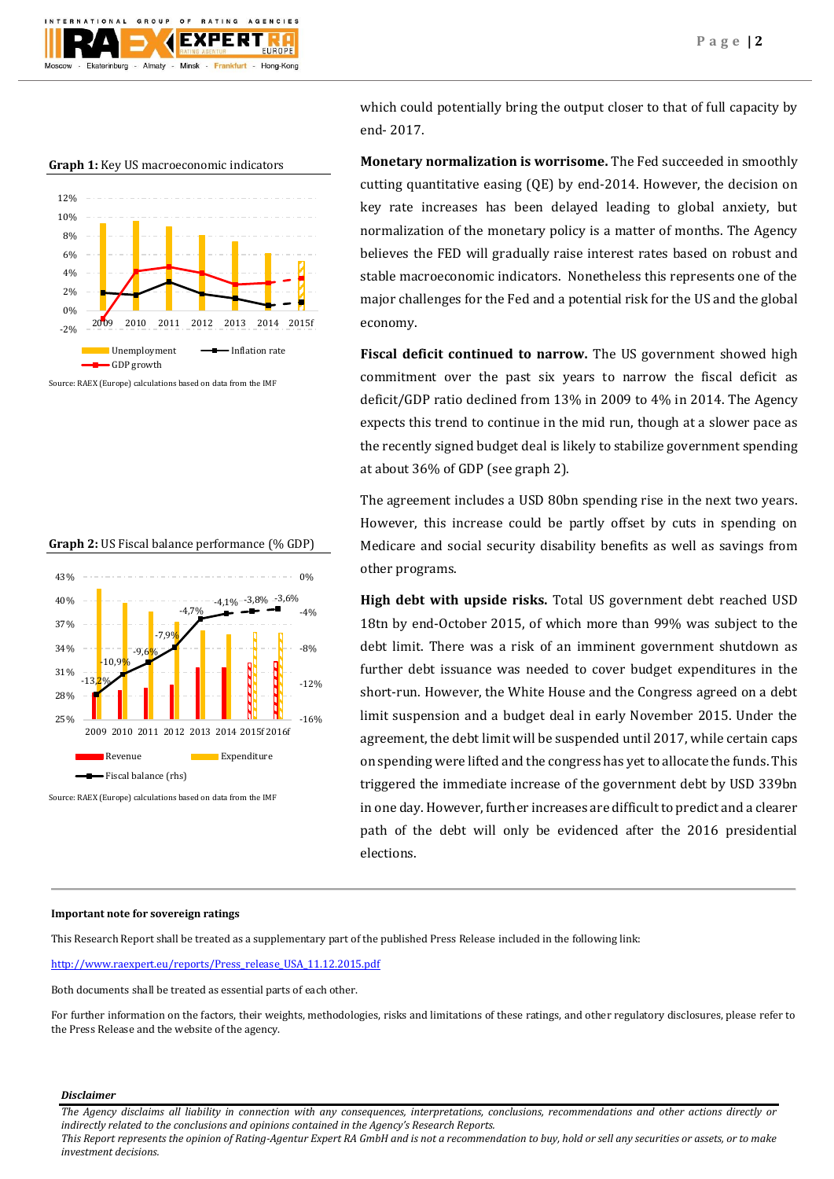**Graph 1:** Key US macroeconomic indicators

12%
10%
8%
6%
4%
2%
0%
-2%
2009 2010 2011 2012 2013 2014 2015f

Unemployment
Inflation rate
GDP growth

Source: RAEX (Europe) calculations based on data from the IMF

**Graph 2:** US Fiscal balance performance (% GDP)

43%
40%
37%
34%
31%
28%
25%

0%
-4%
-8%
-12%
-16%

-13,2%
-10,9%
-9,6%
-7,9%
-4,7%
-4,1%
-3,8%
-3,6%

2009 2010 2011 2012 2013 2014 2015f 2016f

Revenue
Expenditure
Fiscal balance (rhs)

Source: RAEX (Europe) calculations based on data from the IMF

which could potentially bring the output closer to that of full capacity by end- 2017.

**Monetary normalization is worrisome.** The Fed succeeded in smoothly cutting quantitative easing (QE) by end-2014. However, the decision on key rate increases has been delayed leading to global anxiety, but normalization of the monetary policy is a matter of months. The Agency believes the FED will gradually raise interest rates based on robust and stable macroeconomic indicators. Nonetheless this represents one of the major challenges for the Fed and a potential risk for the US and the global economy.

**Fiscal deficit continued to narrow.** The US government showed high commitment over the past six years to narrow the fiscal deficit as deficit/GDP ratio declined from 13% in 2009 to 4% in 2014. The Agency expects this trend to continue in the mid run, though at a slower pace as the recently signed budget deal is likely to stabilize government spending at about 36% of GDP (see graph 2).

The agreement includes a USD 80bn spending rise in the next two years. However, this increase could be partly offset by cuts in spending on Medicare and social security disability benefits as well as savings from other programs.

**High debt with upside risks.** Total US government debt reached USD 18tn by end-October 2015, of which more than 99% was subject to the debt limit. There was a risk of an imminent government shutdown as further debt issuance was needed to cover budget expenditures in the short-run. However, the White House and the Congress agreed on a debt limit suspension and a budget deal in early November 2015. Under the agreement, the debt limit will be suspended until 2017, while certain caps on spending were lifted and the congress has yet to allocate the funds. This triggered the immediate increase of the government debt by USD 339bn in one day. However, further increases are difficult to predict and a clearer path of the debt will only be evidenced after the 2016 presidential elections.

---

**Important note for sovereign ratings**

This Research Report shall be treated as a supplementary part of the published Press Release included in the following link:

http://www.raexpert.eu/reports/Press_release_USA_11.12.2015.pdf

Both documents shall be treated as essential parts of each other.

For further information on the factors, their weights, methodologies, risks and limitations of these ratings, and other regulatory disclosures, please refer to the Press Release and the website of the agency.

***Disclaimer***

*The Agency disclaims all liability in connection with any consequences, interpretations, conclusions, recommendations and other actions directly or indirectly related to the conclusions and opinions contained in the Agency's Research Reports.*
*This Report represents the opinion of Rating-Agentur Expert RA GmbH and is not a recommendation to buy, hold or sell any securities or assets, or to make investment decisions.*